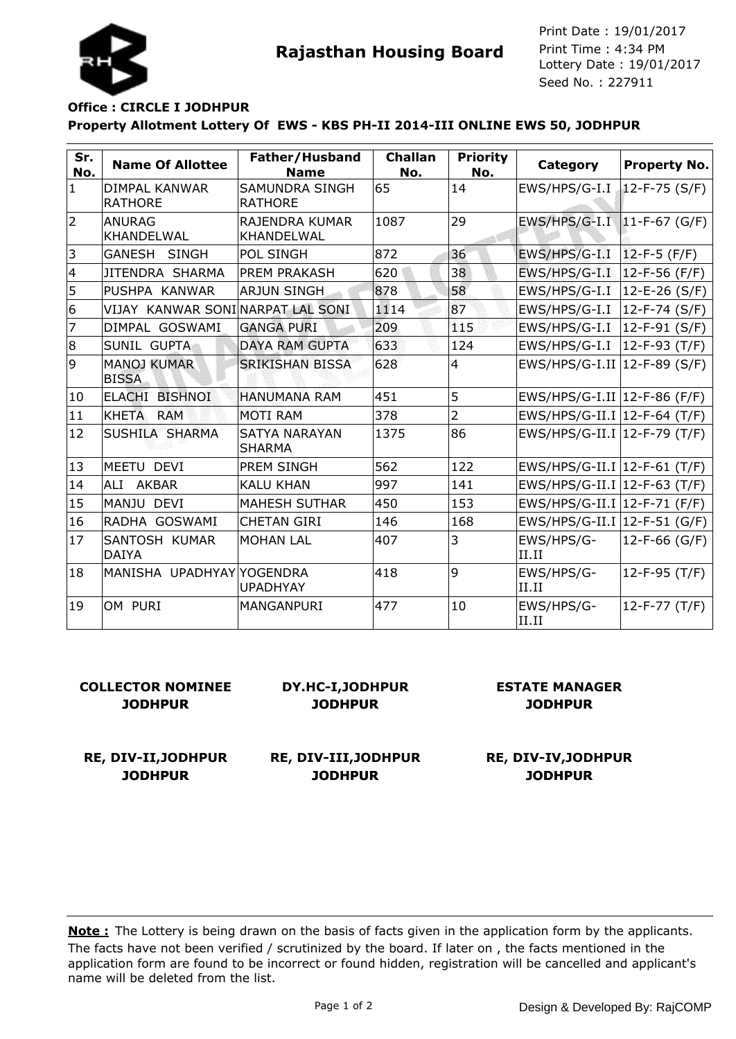# Rajasthan Housing Board

Print Date : 19/01/2017
Print Time : 4:34 PM
Lottery Date : 19/01/2017
Seed No. : 227911

**Office : CIRCLE I JODHPUR**

**Property Allotment Lottery Of EWS - KBS PH-II 2014-III ONLINE EWS 50, JODHPUR**

| Sr. No. | Name Of Allottee | Father/Husband Name | Challan No. | Priority No. | Category | Property No. |
|---|---|---|---|---|---|---|
| 1 | DIMPAL KANWAR RATHORE | SAMUNDRA SINGH RATHORE | 65 | 14 | EWS/HPS/G-I.I | 12-F-75 (S/F) |
| 2 | ANURAG KHANDELWAL | RAJENDRA KUMAR KHANDELWAL | 1087 | 29 | EWS/HPS/G-I.I | 11-F-67 (G/F) |
| 3 | GANESH SINGH | POL SINGH | 872 | 36 | EWS/HPS/G-I.I | 12-F-5 (F/F) |
| 4 | JITENDRA SHARMA | PREM PRAKASH | 620 | 38 | EWS/HPS/G-I.I | 12-F-56 (F/F) |
| 5 | PUSHPA KANWAR | ARJUN SINGH | 878 | 58 | EWS/HPS/G-I.I | 12-E-26 (S/F) |
| 6 | VIJAY KANWAR SONI | NARPAT LAL SONI | 1114 | 87 | EWS/HPS/G-I.I | 12-F-74 (S/F) |
| 7 | DIMPAL GOSWAMI | GANGA PURI | 209 | 115 | EWS/HPS/G-I.I | 12-F-91 (S/F) |
| 8 | SUNIL GUPTA | DAYA RAM GUPTA | 633 | 124 | EWS/HPS/G-I.I | 12-F-93 (T/F) |
| 9 | MANOJ KUMAR BISSA | SRIKISHAN BISSA | 628 | 4 | EWS/HPS/G-I.II | 12-F-89 (S/F) |
| 10 | ELACHI BISHNOI | HANUMANA RAM | 451 | 5 | EWS/HPS/G-I.II | 12-F-86 (F/F) |
| 11 | KHETA RAM | MOTI RAM | 378 | 2 | EWS/HPS/G-II.I | 12-F-64 (T/F) |
| 12 | SUSHILA SHARMA | SATYA NARAYAN SHARMA | 1375 | 86 | EWS/HPS/G-II.I | 12-F-79 (T/F) |
| 13 | MEETU DEVI | PREM SINGH | 562 | 122 | EWS/HPS/G-II.I | 12-F-61 (T/F) |
| 14 | ALI AKBAR | KALU KHAN | 997 | 141 | EWS/HPS/G-II.I | 12-F-63 (T/F) |
| 15 | MANJU DEVI | MAHESH SUTHAR | 450 | 153 | EWS/HPS/G-II.I | 12-F-71 (F/F) |
| 16 | RADHA GOSWAMI | CHETAN GIRI | 146 | 168 | EWS/HPS/G-II.I | 12-F-51 (G/F) |
| 17 | SANTOSH KUMAR DAIYA | MOHAN LAL | 407 | 3 | EWS/HPS/G-II.II | 12-F-66 (G/F) |
| 18 | MANISHA UPADHYAY | YOGENDRA UPADHYAY | 418 | 9 | EWS/HPS/G-II.II | 12-F-95 (T/F) |
| 19 | OM PURI | MANGANPURI | 477 | 10 | EWS/HPS/G-II.II | 12-F-77 (T/F) |

**COLLECTOR NOMINEE JODHPUR**

**DY.HC-I,JODHPUR JODHPUR**

**ESTATE MANAGER JODHPUR**

**RE, DIV-II,JODHPUR JODHPUR**

**RE, DIV-III,JODHPUR JODHPUR**

**RE, DIV-IV,JODHPUR JODHPUR**

**Note :** The Lottery is being drawn on the basis of facts given in the application form by the applicants. The facts have not been verified / scrutinized by the board. If later on , the facts mentioned in the application form are found to be incorrect or found hidden, registration will be cancelled and applicant's name will be deleted from the list.

Design & Developed By: RajCOMP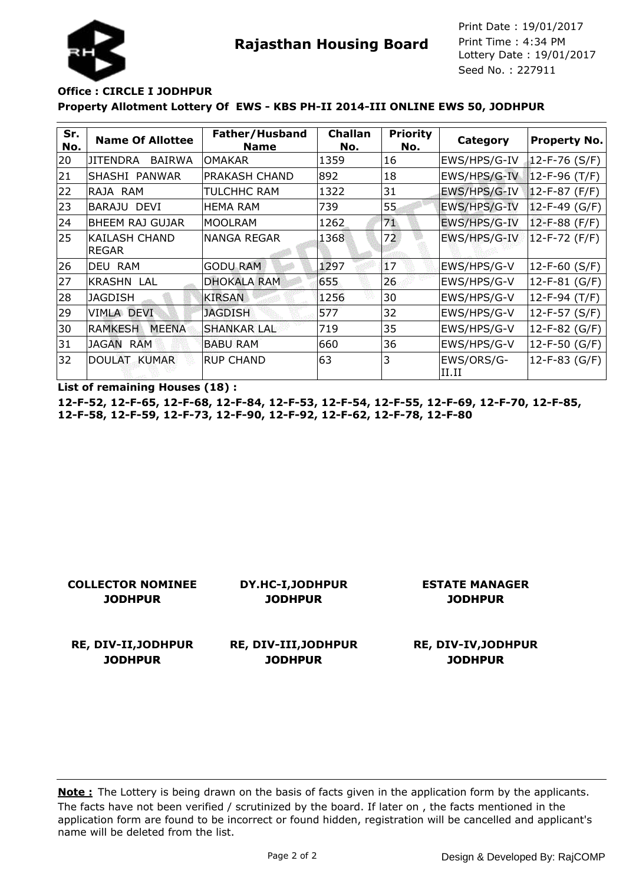**Rajasthan Housing Board**

Print Date : 19/01/2017
Print Time : 4:34 PM
Lottery Date : 19/01/2017
Seed No. : 227911

**Office : CIRCLE I JODHPUR**

**Property Allotment Lottery Of EWS - KBS PH-II 2014-III ONLINE EWS 50, JODHPUR**

| Sr. No. | Name Of Allottee | Father/Husband Name | Challan No. | Priority No. | Category | Property No. |
|---|---|---|---|---|---|---|
| 20 | JITENDRA BAIRWA | OMAKAR | 1359 | 16 | EWS/HPS/G-IV | 12-F-76 (S/F) |
| 21 | SHASHI PANWAR | PRAKASH CHAND | 892 | 18 | EWS/HPS/G-IV | 12-F-96 (T/F) |
| 22 | RAJA RAM | TULCHHC RAM | 1322 | 31 | EWS/HPS/G-IV | 12-F-87 (F/F) |
| 23 | BARAJU DEVI | HEMA RAM | 739 | 55 | EWS/HPS/G-IV | 12-F-49 (G/F) |
| 24 | BHEEM RAJ GUJAR | MOOLRAM | 1262 | 71 | EWS/HPS/G-IV | 12-F-88 (F/F) |
| 25 | KAILASH CHAND REGAR | NANGA REGAR | 1368 | 72 | EWS/HPS/G-IV | 12-F-72 (F/F) |
| 26 | DEU RAM | GODU RAM | 1297 | 17 | EWS/HPS/G-V | 12-F-60 (S/F) |
| 27 | KRASHN LAL | DHOKALA RAM | 655 | 26 | EWS/HPS/G-V | 12-F-81 (G/F) |
| 28 | JAGDISH | KIRSAN | 1256 | 30 | EWS/HPS/G-V | 12-F-94 (T/F) |
| 29 | VIMLA DEVI | JAGDISH | 577 | 32 | EWS/HPS/G-V | 12-F-57 (S/F) |
| 30 | RAMKESH MEENA | SHANKAR LAL | 719 | 35 | EWS/HPS/G-V | 12-F-82 (G/F) |
| 31 | JAGAN RAM | BABU RAM | 660 | 36 | EWS/HPS/G-V | 12-F-50 (G/F) |
| 32 | DOULAT KUMAR | RUP CHAND | 63 | 3 | EWS/ORS/G-II.II | 12-F-83 (G/F) |

**List of remaining Houses (18) :**

**12-F-52, 12-F-65, 12-F-68, 12-F-84, 12-F-53, 12-F-54, 12-F-55, 12-F-69, 12-F-70, 12-F-85, 12-F-58, 12-F-59, 12-F-73, 12-F-90, 12-F-92, 12-F-62, 12-F-78, 12-F-80**

| | | |
|---|---|---|
| **COLLECTOR NOMINEE JODHPUR** | **DY.HC-I,JODHPUR JODHPUR** | **ESTATE MANAGER JODHPUR** |
| **RE, DIV-II,JODHPUR JODHPUR** | **RE, DIV-III,JODHPUR JODHPUR** | **RE, DIV-IV,JODHPUR JODHPUR** |

**Note :** The Lottery is being drawn on the basis of facts given in the application form by the applicants. The facts have not been verified / scrutinized by the board. If later on , the facts mentioned in the application form are found to be incorrect or found hidden, registration will be cancelled and applicant's name will be deleted from the list.

Design & Developed By: RajCOMP